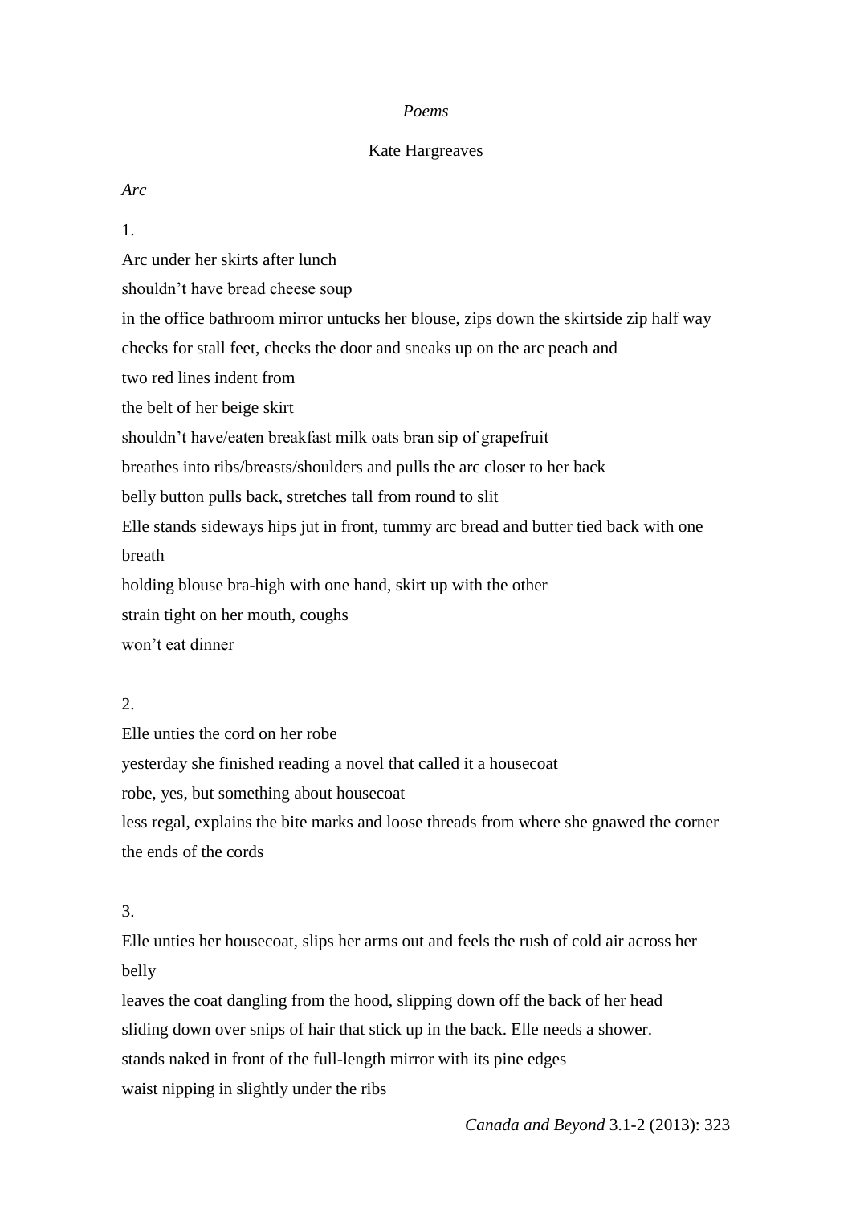*Poems*

Kate Hargreaves

*Arc*

1.

Arc under her skirts after lunch
shouldn't have bread cheese soup
in the office bathroom mirror untucks her blouse, zips down the skirtside zip half way
checks for stall feet, checks the door and sneaks up on the arc peach and
two red lines indent from
the belt of her beige skirt
shouldn't have/eaten breakfast milk oats bran sip of grapefruit
breathes into ribs/breasts/shoulders and pulls the arc closer to her back
belly button pulls back, stretches tall from round to slit
Elle stands sideways hips jut in front, tummy arc bread and butter tied back with one breath
holding blouse bra-high with one hand, skirt up with the other
strain tight on her mouth, coughs
won't eat dinner

2.

Elle unties the cord on her robe
yesterday she finished reading a novel that called it a housecoat
robe, yes, but something about housecoat
less regal, explains the bite marks and loose threads from where she gnawed the corner
the ends of the cords

3.

Elle unties her housecoat, slips her arms out and feels the rush of cold air across her belly
leaves the coat dangling from the hood, slipping down off the back of her head
sliding down over snips of hair that stick up in the back. Elle needs a shower.
stands naked in front of the full-length mirror with its pine edges
waist nipping in slightly under the ribs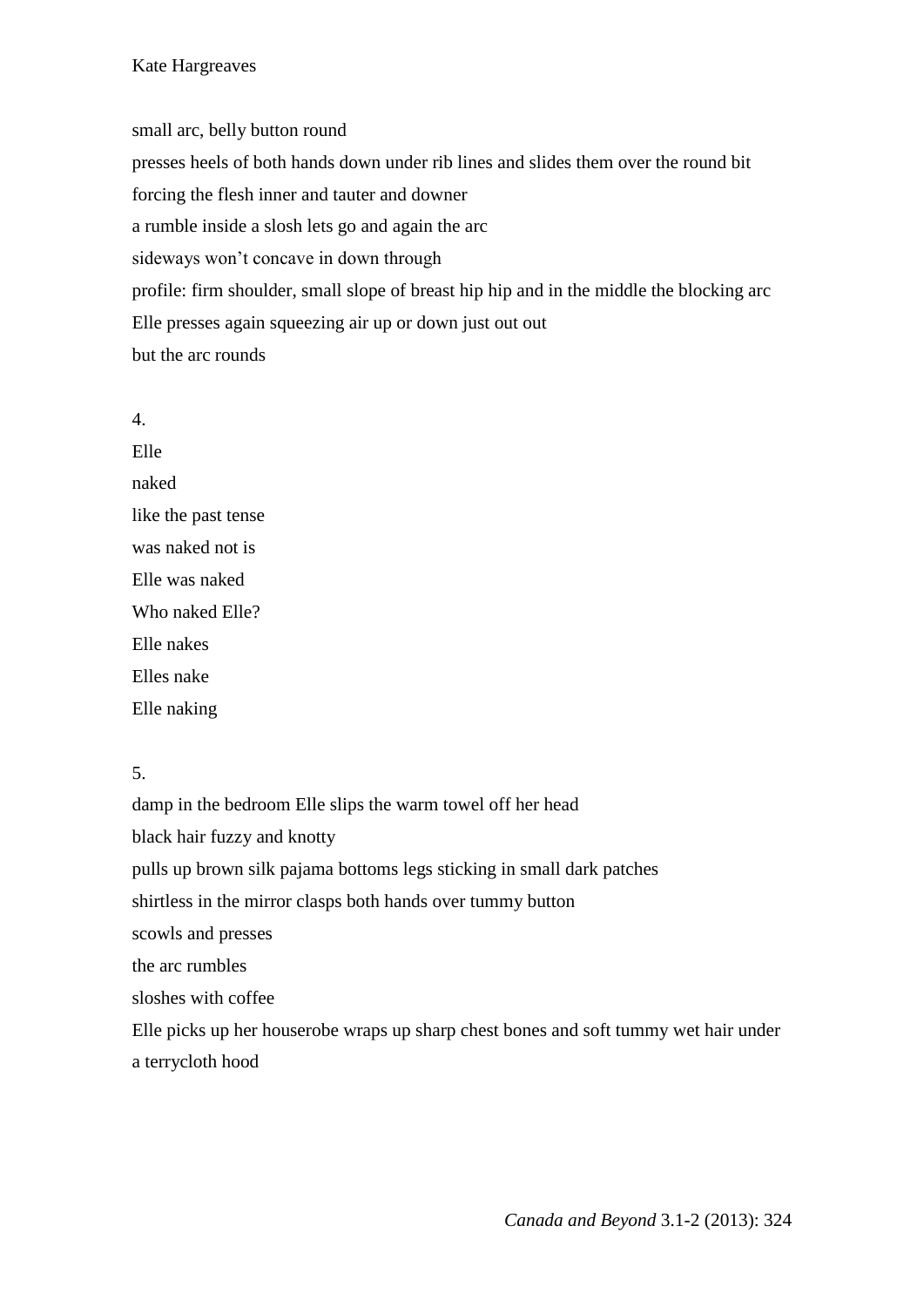small arc, belly button round

presses heels of both hands down under rib lines and slides them over the round bit

forcing the flesh inner and tauter and downer

a rumble inside a slosh lets go and again the arc

sideways won't concave in down through

profile: firm shoulder, small slope of breast hip hip and in the middle the blocking arc

Elle presses again squeezing air up or down just out out

but the arc rounds

4.

Elle

naked

like the past tense

was naked not is

Elle was naked

Who naked Elle?

Elle nakes

Elles nake

Elle naking

5.

damp in the bedroom Elle slips the warm towel off her head

black hair fuzzy and knotty

pulls up brown silk pajama bottoms legs sticking in small dark patches

shirtless in the mirror clasps both hands over tummy button

scowls and presses

the arc rumbles

sloshes with coffee

Elle picks up her houserobe wraps up sharp chest bones and soft tummy wet hair under a terrycloth hood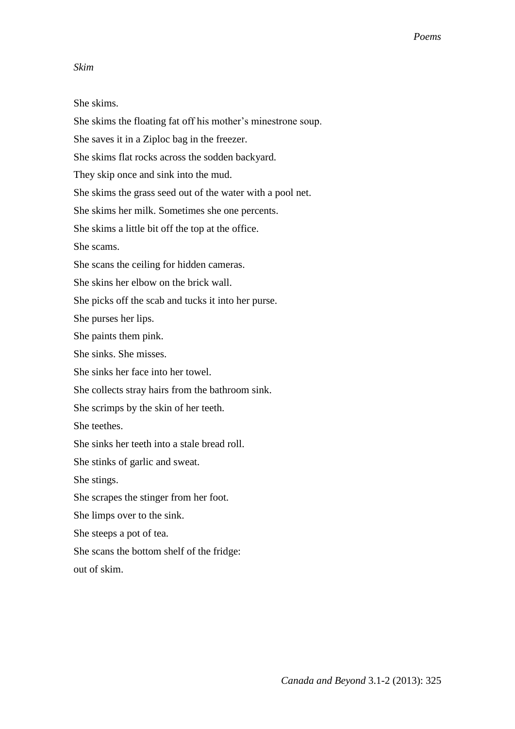*Skim*

She skims.  
She skims the floating fat off his mother's minestrone soup.  
She saves it in a Ziploc bag in the freezer.  
She skims flat rocks across the sodden backyard.  
They skip once and sink into the mud.  
She skims the grass seed out of the water with a pool net.  
She skims her milk. Sometimes she one percents.  
She skims a little bit off the top at the office.  
She scams.  
She scans the ceiling for hidden cameras.  
She skins her elbow on the brick wall.  
She picks off the scab and tucks it into her purse.  
She purses her lips.  
She paints them pink.  
She sinks. She misses.  
She sinks her face into her towel.  
She collects stray hairs from the bathroom sink.  
She scrimps by the skin of her teeth.  
She teethes.  
She sinks her teeth into a stale bread roll.  
She stinks of garlic and sweat.  
She stings.  
She scrapes the stinger from her foot.  
She limps over to the sink.  
She steeps a pot of tea.  
She scans the bottom shelf of the fridge:  
out of skim.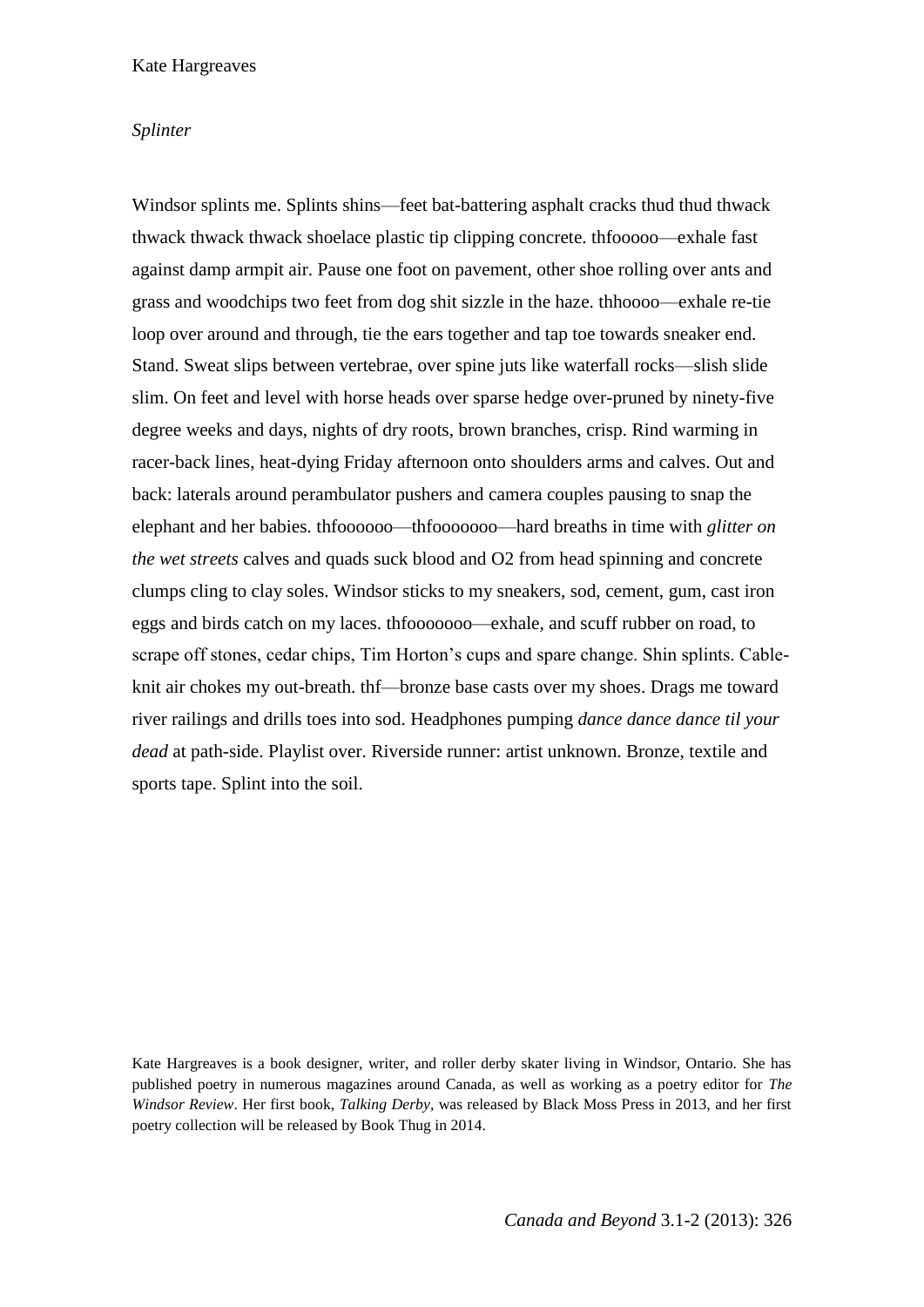Kate Hargreaves

*Splinter*

Windsor splints me. Splints shins—feet bat-battering asphalt cracks thud thud thwack thwack thwack thwack shoelace plastic tip clipping concrete. thfooooo—exhale fast against damp armpit air. Pause one foot on pavement, other shoe rolling over ants and grass and woodchips two feet from dog shit sizzle in the haze. thhoooo—exhale re-tie loop over around and through, tie the ears together and tap toe towards sneaker end. Stand. Sweat slips between vertebrae, over spine juts like waterfall rocks—slish slide slim. On feet and level with horse heads over sparse hedge over-pruned by ninety-five degree weeks and days, nights of dry roots, brown branches, crisp. Rind warming in racer-back lines, heat-dying Friday afternoon onto shoulders arms and calves. Out and back: laterals around perambulator pushers and camera couples pausing to snap the elephant and her babies. thfoooooo—thfooooooo—hard breaths in time with *glitter on the wet streets* calves and quads suck blood and O2 from head spinning and concrete clumps cling to clay soles. Windsor sticks to my sneakers, sod, cement, gum, cast iron eggs and birds catch on my laces. thfooooooo—exhale, and scuff rubber on road, to scrape off stones, cedar chips, Tim Horton's cups and spare change. Shin splints. Cable-knit air chokes my out-breath. thf—bronze base casts over my shoes. Drags me toward river railings and drills toes into sod. Headphones pumping *dance dance dance til your dead* at path-side. Playlist over. Riverside runner: artist unknown. Bronze, textile and sports tape. Splint into the soil.

Kate Hargreaves is a book designer, writer, and roller derby skater living in Windsor, Ontario. She has published poetry in numerous magazines around Canada, as well as working as a poetry editor for *The Windsor Review*. Her first book, *Talking Derby*, was released by Black Moss Press in 2013, and her first poetry collection will be released by Book Thug in 2014.